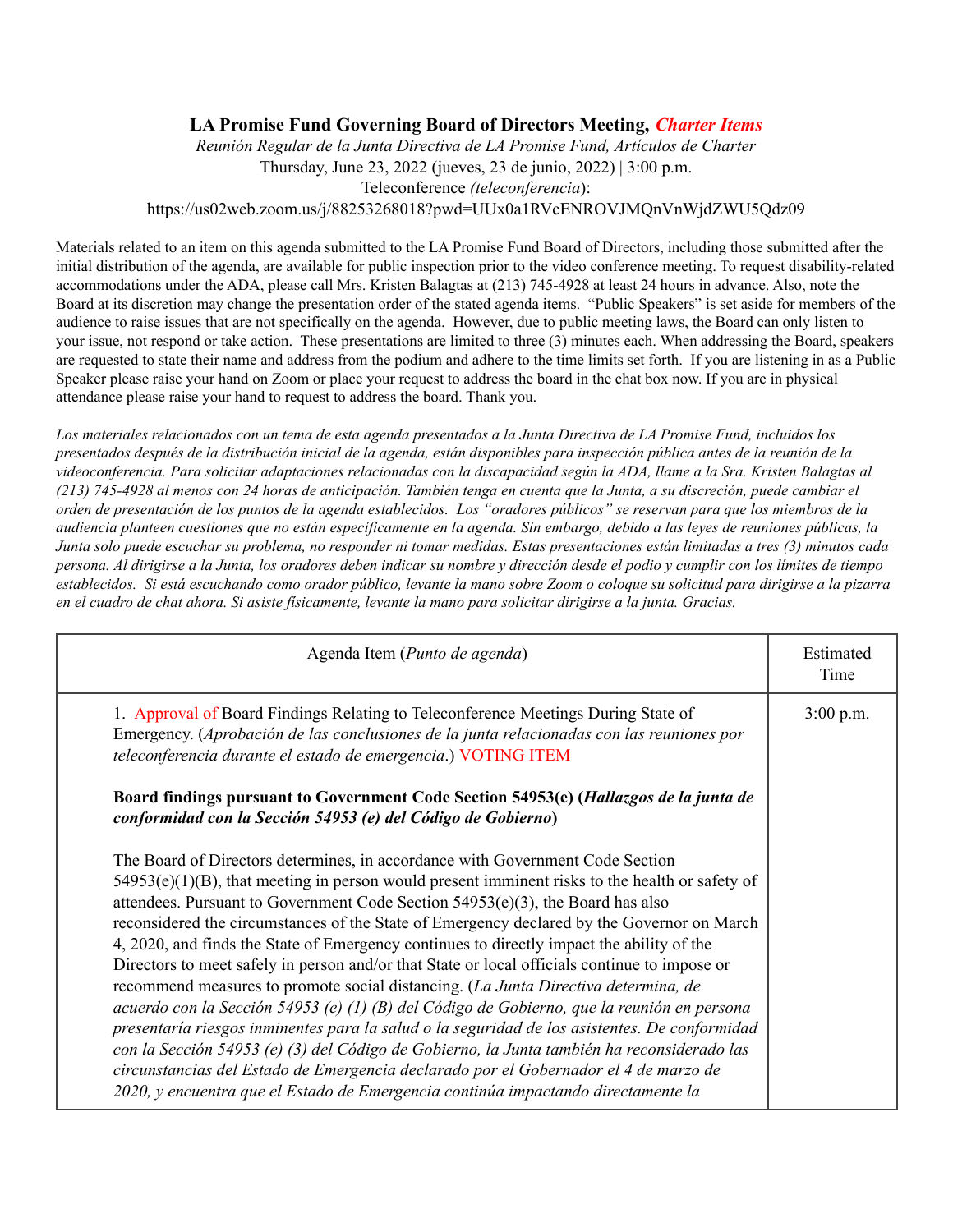**LA Promise Fund Governing Board of Directors Meeting, *Charter Items***

*Reunión Regular de la Junta Directiva de LA Promise Fund, Artículos de Charter*

Thursday, June 23, 2022 (jueves, 23 de junio, 2022) | 3:00 p.m.

Teleconference *(teleconferencia)*:

https://us02web.zoom.us/j/88253268018?pwd=UUx0a1RVcENROVJMQnVnWjdZWU5Qdz09

Materials related to an item on this agenda submitted to the LA Promise Fund Board of Directors, including those submitted after the initial distribution of the agenda, are available for public inspection prior to the video conference meeting. To request disability-related accommodations under the ADA, please call Mrs. Kristen Balagtas at (213) 745-4928 at least 24 hours in advance. Also, note the Board at its discretion may change the presentation order of the stated agenda items. "Public Speakers" is set aside for members of the audience to raise issues that are not specifically on the agenda. However, due to public meeting laws, the Board can only listen to your issue, not respond or take action. These presentations are limited to three (3) minutes each. When addressing the Board, speakers are requested to state their name and address from the podium and adhere to the time limits set forth. If you are listening in as a Public Speaker please raise your hand on Zoom or place your request to address the board in the chat box now. If you are in physical attendance please raise your hand to request to address the board. Thank you.

*Los materiales relacionados con un tema de esta agenda presentados a la Junta Directiva de LA Promise Fund, incluidos los presentados después de la distribución inicial de la agenda, están disponibles para inspección pública antes de la reunión de la videoconferencia. Para solicitar adaptaciones relacionadas con la discapacidad según la ADA, llame a la Sra. Kristen Balagtas al (213) 745-4928 al menos con 24 horas de anticipación. También tenga en cuenta que la Junta, a su discreción, puede cambiar el orden de presentación de los puntos de la agenda establecidos. Los "oradores públicos" se reservan para que los miembros de la audiencia planteen cuestiones que no están específicamente en la agenda. Sin embargo, debido a las leyes de reuniones públicas, la Junta solo puede escuchar su problema, no responder ni tomar medidas. Estas presentaciones están limitadas a tres (3) minutos cada persona. Al dirigirse a la Junta, los oradores deben indicar su nombre y dirección desde el podio y cumplir con los límites de tiempo establecidos. Si está escuchando como orador público, levante la mano sobre Zoom o coloque su solicitud para dirigirse a la pizarra en el cuadro de chat ahora. Si asiste físicamente, levante la mano para solicitar dirigirse a la junta. Gracias.*

| Agenda Item (*Punto de agenda*) | Estimated Time |
|---|---|
| 1. Approval of Board Findings Relating to Teleconference Meetings During State of Emergency. (*Aprobación de las conclusiones de la junta relacionadas con las reuniones por teleconferencia durante el estado de emergencia.*) VOTING ITEM<br><br>**Board findings pursuant to Government Code Section 54953(e) (*Hallazgos de la junta de conformidad con la Sección 54953 (e) del Código de Gobierno*)**<br><br>The Board of Directors determines, in accordance with Government Code Section 54953(e)(1)(B), that meeting in person would present imminent risks to the health or safety of attendees. Pursuant to Government Code Section 54953(e)(3), the Board has also reconsidered the circumstances of the State of Emergency declared by the Governor on March 4, 2020, and finds the State of Emergency continues to directly impact the ability of the Directors to meet safely in person and/or that State or local officials continue to impose or recommend measures to promote social distancing. (*La Junta Directiva determina, de acuerdo con la Sección 54953 (e) (1) (B) del Código de Gobierno, que la reunión en persona presentaría riesgos inminentes para la salud o la seguridad de los asistentes. De conformidad con la Sección 54953 (e) (3) del Código de Gobierno, la Junta también ha reconsiderado las circunstancias del Estado de Emergencia declarado por el Gobernador el 4 de marzo de 2020, y encuentra que el Estado de Emergencia continúa impactando directamente la* | 3:00 p.m. |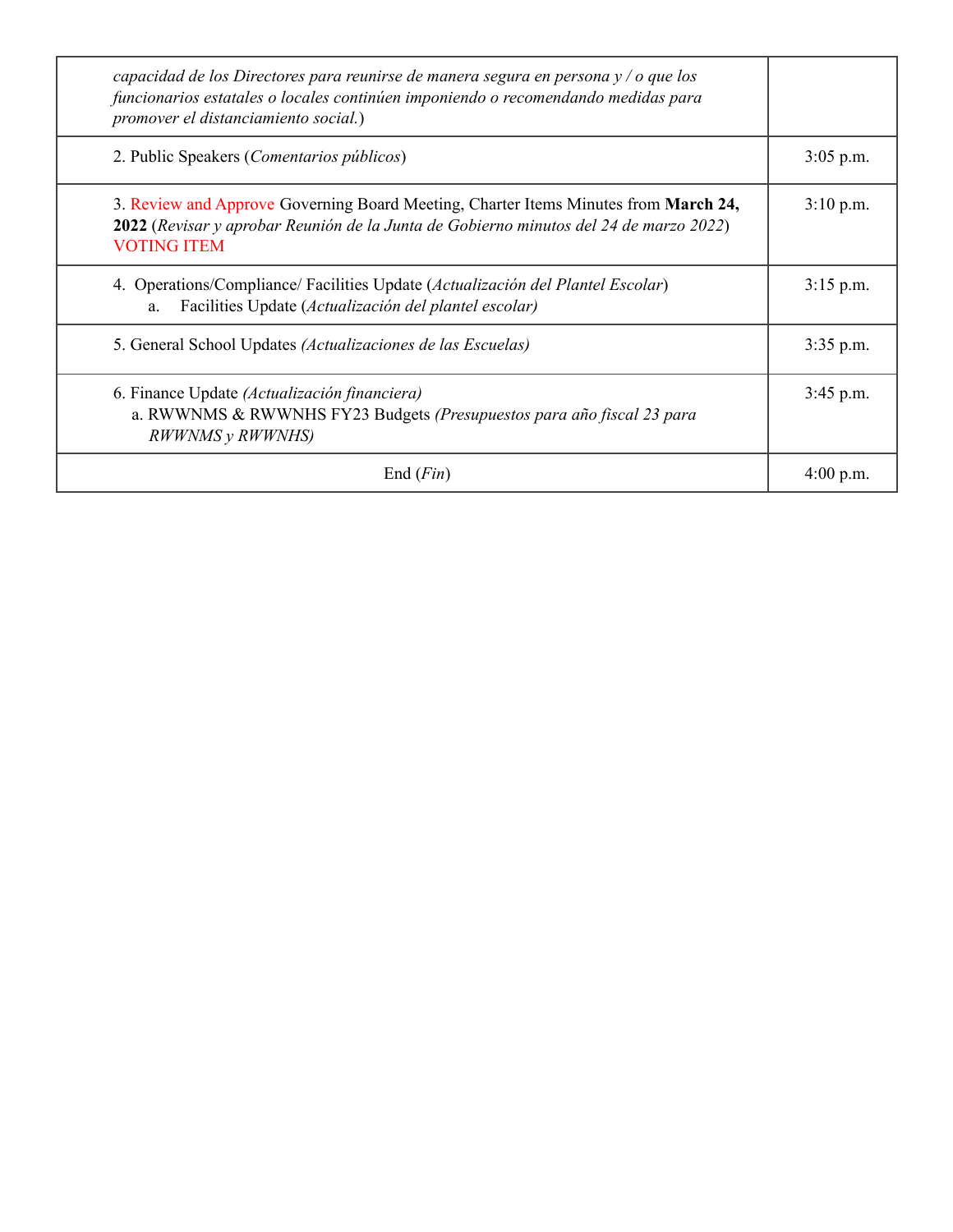| | |
|---|---|
| *capacidad de los Directores para reunirse de manera segura en persona y / o que los funcionarios estatales o locales continúen imponiendo o recomendando medidas para promover el distanciamiento social.*) | |
| 2. Public Speakers (*Comentarios públicos*) | 3:05 p.m. |
| 3. Review and Approve Governing Board Meeting, Charter Items Minutes from **March 24, 2022** (*Revisar y aprobar Reunión de la Junta de Gobierno minutos del 24 de marzo 2022*) VOTING ITEM | 3:10 p.m. |
| 4. Operations/Compliance/ Facilities Update (*Actualización del Plantel Escolar*)<br>a. Facilities Update (*Actualización del plantel escolar)* | 3:15 p.m. |
| 5. General School Updates *(Actualizaciones de las Escuelas)* | 3:35 p.m. |
| 6. Finance Update *(Actualización financiera)*<br>a. RWWNMS & RWWNHS FY23 Budgets *(Presupuestos para año fiscal 23 para RWWNMS y RWWNHS)* | 3:45 p.m. |
| End (*Fin*) | 4:00 p.m. |